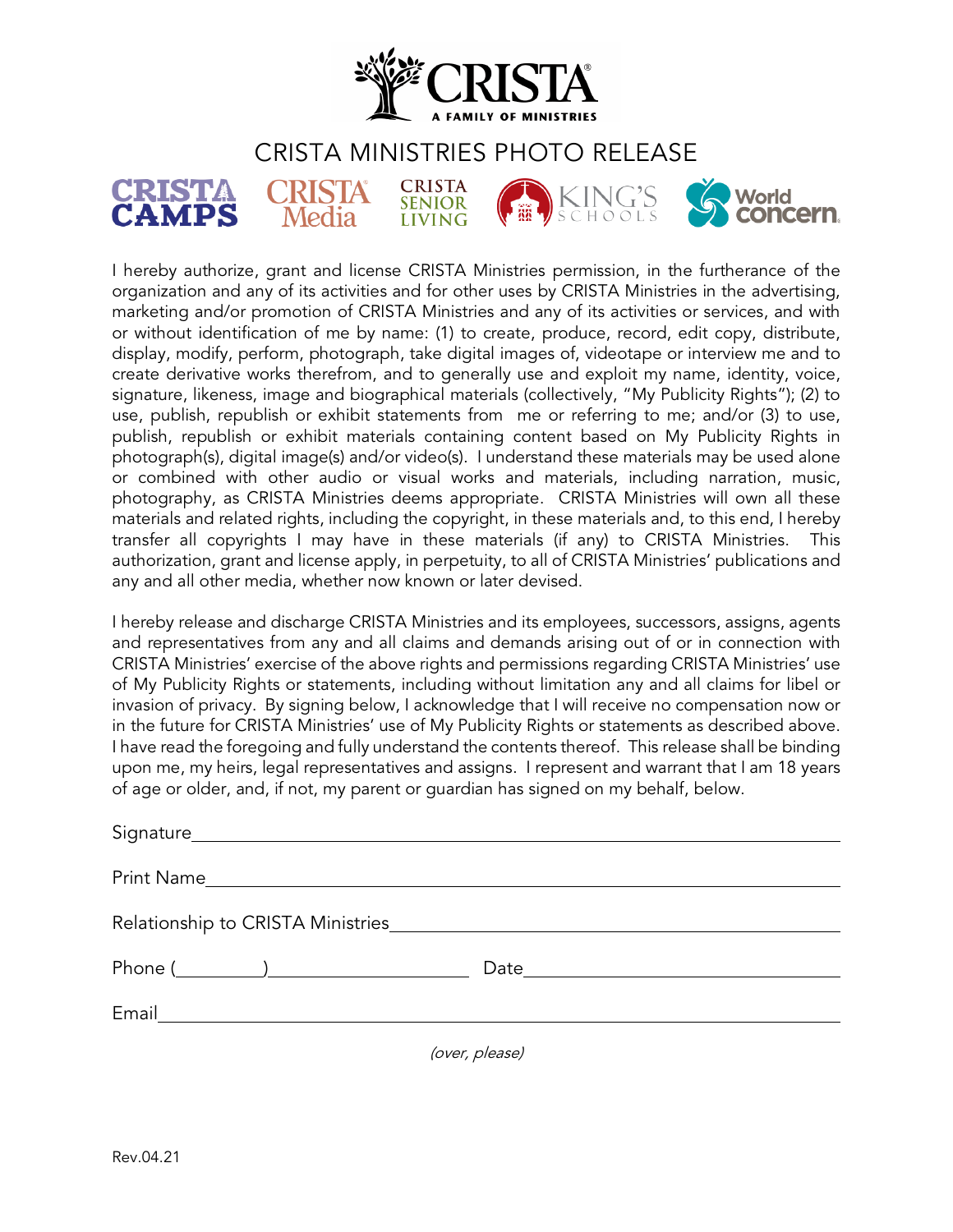# CRISTA MINISTRIES PHOTO RELEASE

I hereby authorize, grant and license CRISTA Ministries permission, in the furtherance of the organization and any of its activities and for other uses by CRISTA Ministries in the advertising, marketing and/or promotion of CRISTA Ministries and any of its activities or services, and with or without identification of me by name: (1) to create, produce, record, edit copy, distribute, display, modify, perform, photograph, take digital images of, videotape or interview me and to create derivative works therefrom, and to generally use and exploit my name, identity, voice, signature, likeness, image and biographical materials (collectively, "My Publicity Rights"); (2) to use, publish, republish or exhibit statements from me or referring to me; and/or (3) to use, publish, republish or exhibit materials containing content based on My Publicity Rights in photograph(s), digital image(s) and/or video(s). I understand these materials may be used alone or combined with other audio or visual works and materials, including narration, music, photography, as CRISTA Ministries deems appropriate. CRISTA Ministries will own all these materials and related rights, including the copyright, in these materials and, to this end, I hereby transfer all copyrights I may have in these materials (if any) to CRISTA Ministries. This authorization, grant and license apply, in perpetuity, to all of CRISTA Ministries' publications and any and all other media, whether now known or later devised.

I hereby release and discharge CRISTA Ministries and its employees, successors, assigns, agents and representatives from any and all claims and demands arising out of or in connection with CRISTA Ministries' exercise of the above rights and permissions regarding CRISTA Ministries' use of My Publicity Rights or statements, including without limitation any and all claims for libel or invasion of privacy. By signing below, I acknowledge that I will receive no compensation now or in the future for CRISTA Ministries' use of My Publicity Rights or statements as described above. I have read the foregoing and fully understand the contents thereof. This release shall be binding upon me, my heirs, legal representatives and assigns. I represent and warrant that I am 18 years of age or older, and, if not, my parent or guardian has signed on my behalf, below.

Signature\_\_\_\_\_\_\_\_\_\_\_\_\_\_\_\_\_\_\_\_\_\_\_\_\_\_\_\_\_\_\_\_\_\_\_\_\_\_\_\_\_\_\_\_

Print Name\_\_\_\_\_\_\_\_\_\_\_\_\_\_\_\_\_\_\_\_\_\_\_\_\_\_\_\_\_\_\_\_\_\_\_\_\_\_\_\_\_\_\_\_

Relationship to CRISTA Ministries\_\_\_\_\_\_\_\_\_\_\_\_\_\_\_\_\_\_\_\_\_\_\_\_\_\_\_\_

Phone (\_\_\_\_\_\_\_\_)\_\_\_\_\_\_\_\_\_\_\_\_\_\_\_\_\_\_\_\_ Date\_\_\_\_\_\_\_\_\_\_\_\_\_\_\_\_\_\_\_\_\_\_\_\_

Email\_\_\_\_\_\_\_\_\_\_\_\_\_\_\_\_\_\_\_\_\_\_\_\_\_\_\_\_\_\_\_\_\_\_\_\_\_\_\_\_\_\_\_\_\_\_\_\_

*(over, please)*

Rev.04.21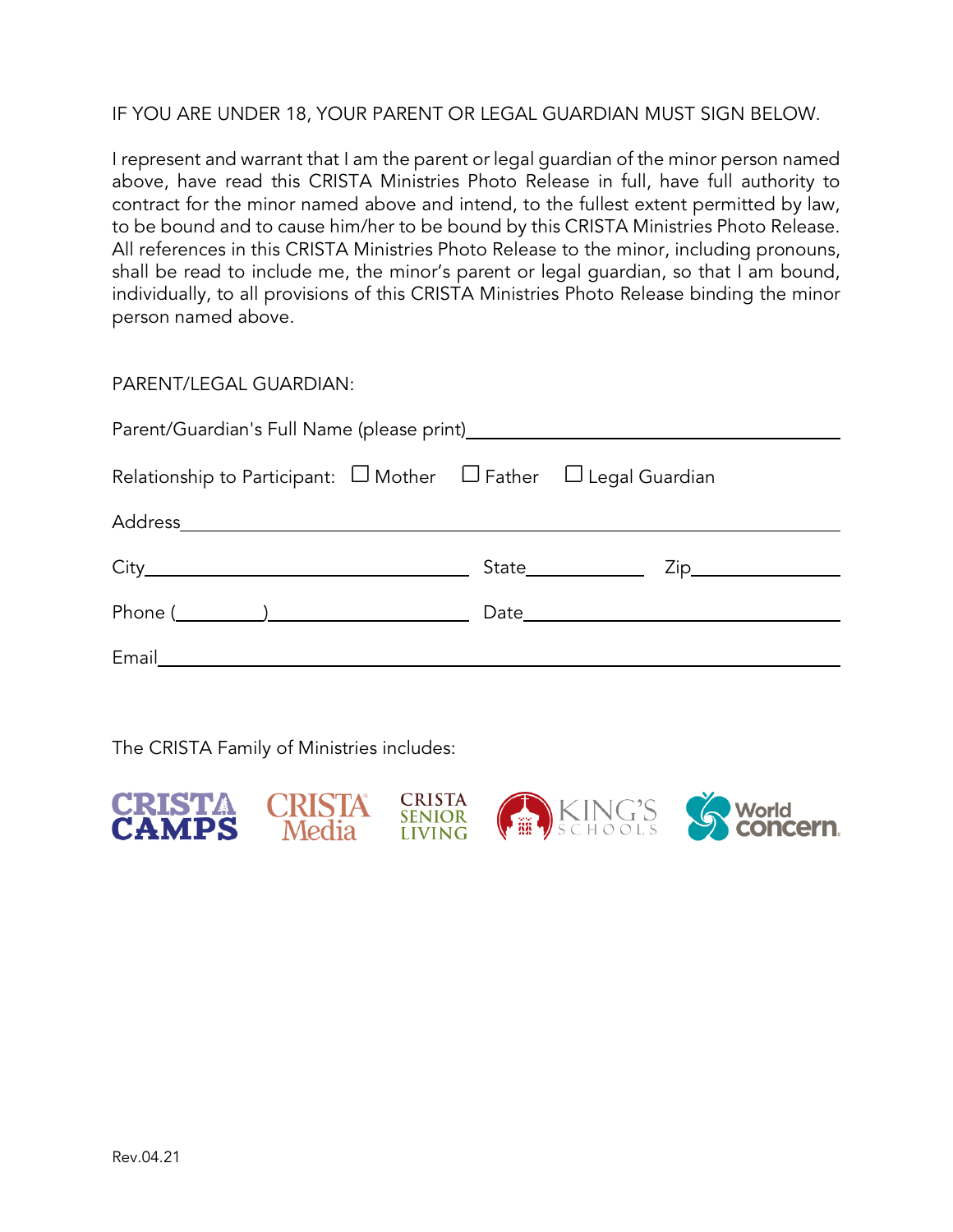IF YOU ARE UNDER 18, YOUR PARENT OR LEGAL GUARDIAN MUST SIGN BELOW.

I represent and warrant that I am the parent or legal guardian of the minor person named above, have read this CRISTA Ministries Photo Release in full, have full authority to contract for the minor named above and intend, to the fullest extent permitted by law, to be bound and to cause him/her to be bound by this CRISTA Ministries Photo Release. All references in this CRISTA Ministries Photo Release to the minor, including pronouns, shall be read to include me, the minor's parent or legal guardian, so that I am bound, individually, to all provisions of this CRISTA Ministries Photo Release binding the minor person named above.

PARENT/LEGAL GUARDIAN:

Parent/Guardian's Full Name (please print)________________________________________

Relationship to Participant: ☐ Mother ☐ Father ☐ Legal Guardian

Address________________________________________________________________

City_______________________________ State____________ Zip______________

Phone (________)___________________ Date________________________________

Email__________________________________________________________________

The CRISTA Family of Ministries includes:

CRISTA CAMPS  CRISTA Media  CRISTA SENIOR LIVING  KING'S SCHOOLS  World concern

Rev.04.21